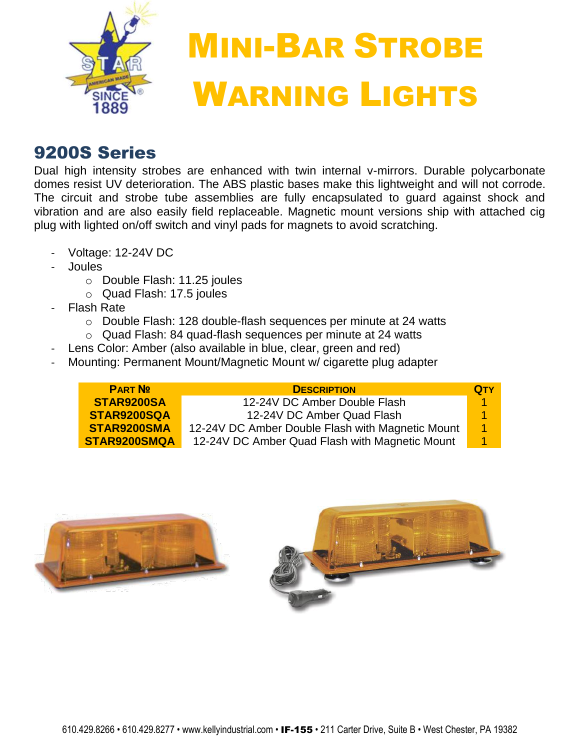# Mini-Bar Strobe Warning Lights

## 9200S Series

Dual high intensity strobes are enhanced with twin internal v-mirrors. Durable polycarbonate domes resist UV deterioration. The ABS plastic bases make this lightweight and will not corrode. The circuit and strobe tube assemblies are fully encapsulated to guard against shock and vibration and are also easily field replaceable. Magnetic mount versions ship with attached cig plug with lighted on/off switch and vinyl pads for magnets to avoid scratching.

- Voltage: 12-24V DC
- Joules
  - Double Flash: 11.25 joules
  - Quad Flash: 17.5 joules
- Flash Rate
  - Double Flash: 128 double-flash sequences per minute at 24 watts
  - Quad Flash: 84 quad-flash sequences per minute at 24 watts
- Lens Color: Amber (also available in blue, clear, green and red)
- Mounting: Permanent Mount/Magnetic Mount w/ cigarette plug adapter

| Part № | Description | Qty |
|---|---|---|
| STAR9200SA | 12-24V DC Amber Double Flash | 1 |
| STAR9200SQA | 12-24V DC Amber Quad Flash | 1 |
| STAR9200SMA | 12-24V DC Amber Double Flash with Magnetic Mount | 1 |
| STAR9200SMQA | 12-24V DC Amber Quad Flash with Magnetic Mount | 1 |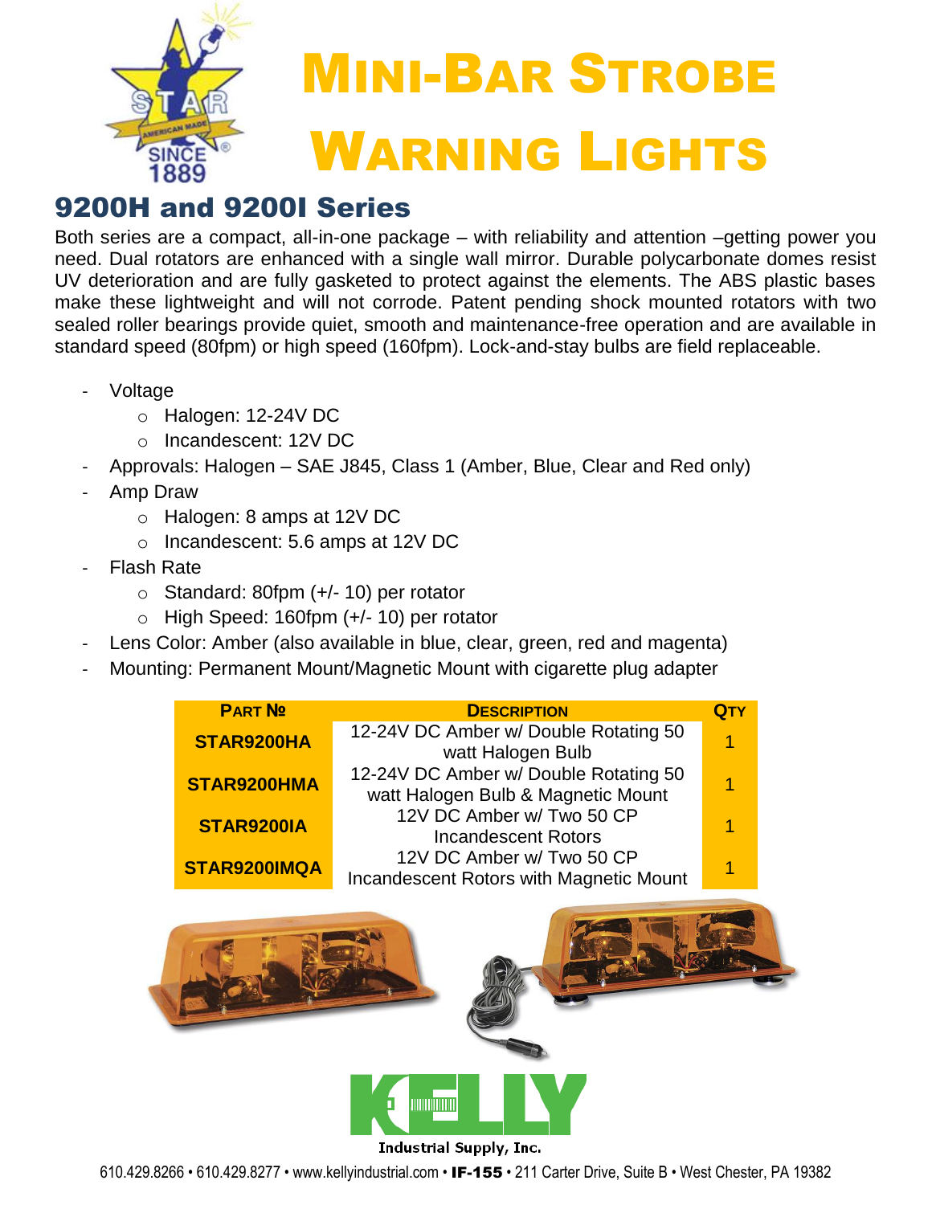# Mini-Bar Strobe Warning Lights

## 9200H and 9200I Series

Both series are a compact, all-in-one package – with reliability and attention –getting power you need. Dual rotators are enhanced with a single wall mirror. Durable polycarbonate domes resist UV deterioration and are fully gasketed to protect against the elements. The ABS plastic bases make these lightweight and will not corrode. Patent pending shock mounted rotators with two sealed roller bearings provide quiet, smooth and maintenance-free operation and are available in standard speed (80fpm) or high speed (160fpm). Lock-and-stay bulbs are field replaceable.

- Voltage
  - Halogen: 12-24V DC
  - Incandescent: 12V DC
- Approvals: Halogen – SAE J845, Class 1 (Amber, Blue, Clear and Red only)
- Amp Draw
  - Halogen: 8 amps at 12V DC
  - Incandescent: 5.6 amps at 12V DC
- Flash Rate
  - Standard: 80fpm (+/- 10) per rotator
  - High Speed: 160fpm (+/- 10) per rotator
- Lens Color: Amber (also available in blue, clear, green, red and magenta)
- Mounting: Permanent Mount/Magnetic Mount with cigarette plug adapter

| Part № | Description | Qty |
|---|---|---|
| STAR9200HA | 12-24V DC Amber w/ Double Rotating 50 watt Halogen Bulb | 1 |
| STAR9200HMA | 12-24V DC Amber w/ Double Rotating 50 watt Halogen Bulb & Magnetic Mount | 1 |
| STAR9200IA | 12V DC Amber w/ Two 50 CP Incandescent Rotors | 1 |
| STAR9200IMQA | 12V DC Amber w/ Two 50 CP Incandescent Rotors with Magnetic Mount | 1 |

Industrial Supply, Inc.

610.429.8266 • 610.429.8277 • www.kellyindustrial.com • **IF-155** • 211 Carter Drive, Suite B • West Chester, PA 19382